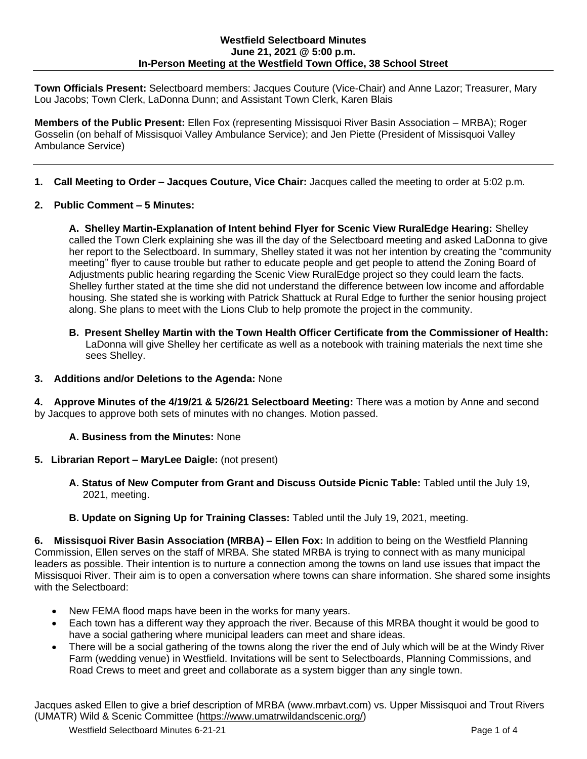**Westfield Selectboard Minutes**
**June 21, 2021 @ 5:00 p.m.**
**In-Person Meeting at the Westfield Town Office, 38 School Street**

**Town Officials Present:** Selectboard members: Jacques Couture (Vice-Chair) and Anne Lazor; Treasurer, Mary Lou Jacobs; Town Clerk, LaDonna Dunn; and Assistant Town Clerk, Karen Blais

**Members of the Public Present:** Ellen Fox (representing Missisquoi River Basin Association – MRBA); Roger Gosselin (on behalf of Missisquoi Valley Ambulance Service); and Jen Piette (President of Missisquoi Valley Ambulance Service)

---

**1. Call Meeting to Order – Jacques Couture, Vice Chair:** Jacques called the meeting to order at 5:02 p.m.

**2. Public Comment – 5 Minutes:**

**A. Shelley Martin-Explanation of Intent behind Flyer for Scenic View RuralEdge Hearing:** Shelley called the Town Clerk explaining she was ill the day of the Selectboard meeting and asked LaDonna to give her report to the Selectboard. In summary, Shelley stated it was not her intention by creating the "community meeting" flyer to cause trouble but rather to educate people and get people to attend the Zoning Board of Adjustments public hearing regarding the Scenic View RuralEdge project so they could learn the facts. Shelley further stated at the time she did not understand the difference between low income and affordable housing. She stated she is working with Patrick Shattuck at Rural Edge to further the senior housing project along. She plans to meet with the Lions Club to help promote the project in the community.

**B. Present Shelley Martin with the Town Health Officer Certificate from the Commissioner of Health:** LaDonna will give Shelley her certificate as well as a notebook with training materials the next time she sees Shelley.

**3. Additions and/or Deletions to the Agenda:** None

**4. Approve Minutes of the 4/19/21 & 5/26/21 Selectboard Meeting:** There was a motion by Anne and second by Jacques to approve both sets of minutes with no changes. Motion passed.

**A. Business from the Minutes:** None

**5. Librarian Report – MaryLee Daigle:** (not present)

**A. Status of New Computer from Grant and Discuss Outside Picnic Table:** Tabled until the July 19, 2021, meeting.

**B. Update on Signing Up for Training Classes:** Tabled until the July 19, 2021, meeting.

**6. Missisquoi River Basin Association (MRBA) – Ellen Fox:** In addition to being on the Westfield Planning Commission, Ellen serves on the staff of MRBA. She stated MRBA is trying to connect with as many municipal leaders as possible. Their intention is to nurture a connection among the towns on land use issues that impact the Missisquoi River. Their aim is to open a conversation where towns can share information. She shared some insights with the Selectboard:

- New FEMA flood maps have been in the works for many years.
- Each town has a different way they approach the river. Because of this MRBA thought it would be good to have a social gathering where municipal leaders can meet and share ideas.
- There will be a social gathering of the towns along the river the end of July which will be at the Windy River Farm (wedding venue) in Westfield. Invitations will be sent to Selectboards, Planning Commissions, and Road Crews to meet and greet and collaborate as a system bigger than any single town.

Jacques asked Ellen to give a brief description of MRBA (www.mrbavt.com) vs. Upper Missisquoi and Trout Rivers (UMATR) Wild & Scenic Committee (https://www.umatrwildandscenic.org/)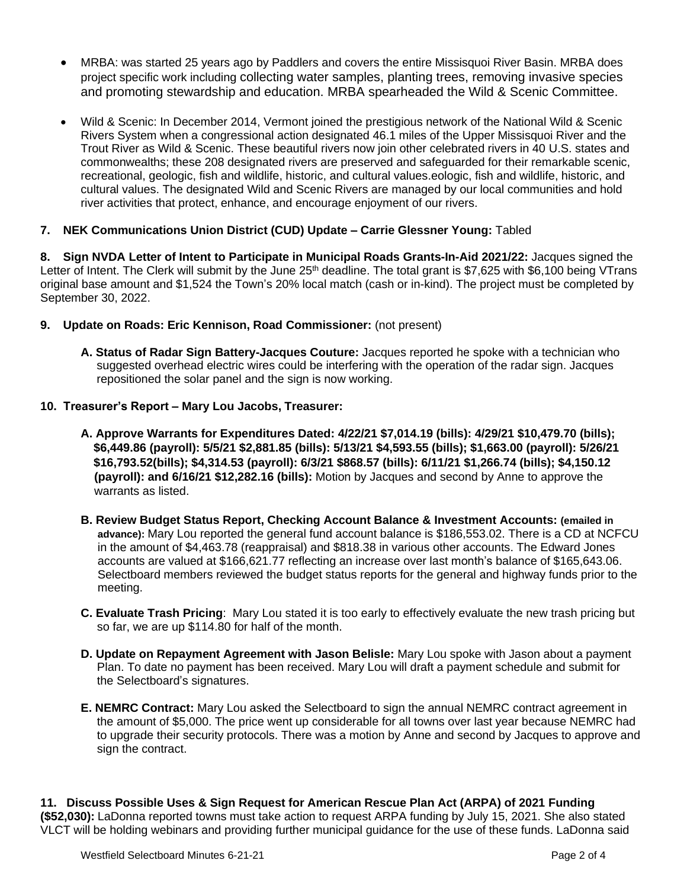- MRBA: was started 25 years ago by Paddlers and covers the entire Missisquoi River Basin. MRBA does project specific work including collecting water samples, planting trees, removing invasive species and promoting stewardship and education. MRBA spearheaded the Wild & Scenic Committee.

- Wild & Scenic: In December 2014, Vermont joined the prestigious network of the National Wild & Scenic Rivers System when a congressional action designated 46.1 miles of the Upper Missisquoi River and the Trout River as Wild & Scenic. These beautiful rivers now join other celebrated rivers in 40 U.S. states and commonwealths; these 208 designated rivers are preserved and safeguarded for their remarkable scenic, recreational, geologic, fish and wildlife, historic, and cultural values.eologic, fish and wildlife, historic, and cultural values. The designated Wild and Scenic Rivers are managed by our local communities and hold river activities that protect, enhance, and encourage enjoyment of our rivers.

**7. NEK Communications Union District (CUD) Update – Carrie Glessner Young:** Tabled

**8. Sign NVDA Letter of Intent to Participate in Municipal Roads Grants-In-Aid 2021/22:** Jacques signed the Letter of Intent. The Clerk will submit by the June 25th deadline. The total grant is $7,625 with $6,100 being VTrans original base amount and $1,524 the Town's 20% local match (cash or in-kind). The project must be completed by September 30, 2022.

**9. Update on Roads: Eric Kennison, Road Commissioner:** (not present)

**A. Status of Radar Sign Battery-Jacques Couture:** Jacques reported he spoke with a technician who suggested overhead electric wires could be interfering with the operation of the radar sign. Jacques repositioned the solar panel and the sign is now working.

**10. Treasurer's Report – Mary Lou Jacobs, Treasurer:**

**A. Approve Warrants for Expenditures Dated: 4/22/21 $7,014.19 (bills): 4/29/21 $10,479.70 (bills); $6,449.86 (payroll): 5/5/21 $2,881.85 (bills): 5/13/21 $4,593.55 (bills); $1,663.00 (payroll): 5/26/21 $16,793.52(bills); $4,314.53 (payroll): 6/3/21 $868.57 (bills): 6/11/21 $1,266.74 (bills); $4,150.12 (payroll): and 6/16/21 $12,282.16 (bills):** Motion by Jacques and second by Anne to approve the warrants as listed.

**B. Review Budget Status Report, Checking Account Balance & Investment Accounts: (emailed in advance):** Mary Lou reported the general fund account balance is $186,553.02. There is a CD at NCFCU in the amount of $4,463.78 (reappraisal) and $818.38 in various other accounts. The Edward Jones accounts are valued at $166,621.77 reflecting an increase over last month's balance of $165,643.06. Selectboard members reviewed the budget status reports for the general and highway funds prior to the meeting.

**C. Evaluate Trash Pricing**: Mary Lou stated it is too early to effectively evaluate the new trash pricing but so far, we are up $114.80 for half of the month.

**D. Update on Repayment Agreement with Jason Belisle:** Mary Lou spoke with Jason about a payment Plan. To date no payment has been received. Mary Lou will draft a payment schedule and submit for the Selectboard's signatures.

**E. NEMRC Contract:** Mary Lou asked the Selectboard to sign the annual NEMRC contract agreement in the amount of $5,000. The price went up considerable for all towns over last year because NEMRC had to upgrade their security protocols. There was a motion by Anne and second by Jacques to approve and sign the contract.

**11. Discuss Possible Uses & Sign Request for American Rescue Plan Act (ARPA) of 2021 Funding ($52,030):** LaDonna reported towns must take action to request ARPA funding by July 15, 2021. She also stated VLCT will be holding webinars and providing further municipal guidance for the use of these funds. LaDonna said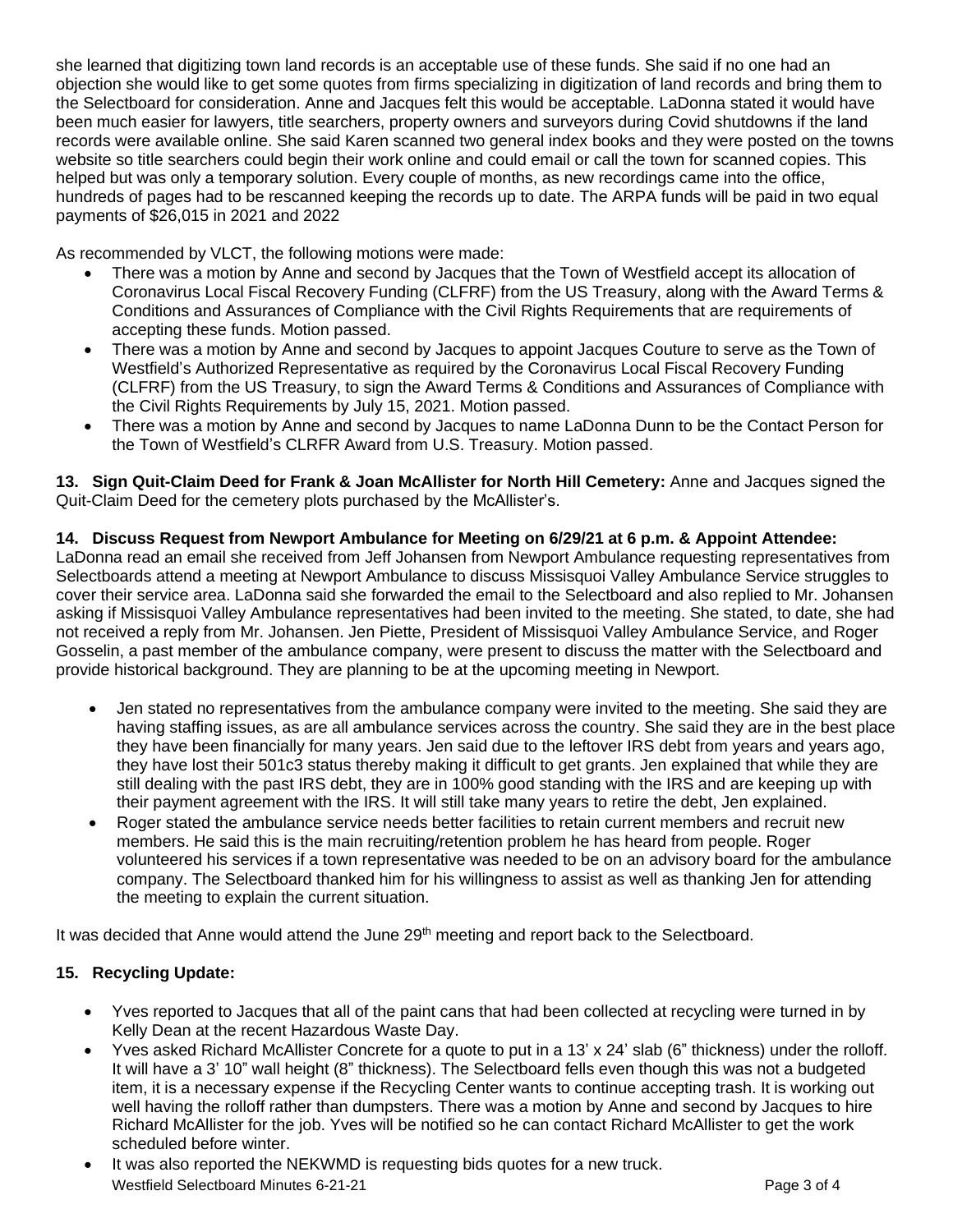she learned that digitizing town land records is an acceptable use of these funds. She said if no one had an objection she would like to get some quotes from firms specializing in digitization of land records and bring them to the Selectboard for consideration. Anne and Jacques felt this would be acceptable. LaDonna stated it would have been much easier for lawyers, title searchers, property owners and surveyors during Covid shutdowns if the land records were available online. She said Karen scanned two general index books and they were posted on the towns website so title searchers could begin their work online and could email or call the town for scanned copies. This helped but was only a temporary solution. Every couple of months, as new recordings came into the office, hundreds of pages had to be rescanned keeping the records up to date. The ARPA funds will be paid in two equal payments of $26,015 in 2021 and 2022

As recommended by VLCT, the following motions were made:

- There was a motion by Anne and second by Jacques that the Town of Westfield accept its allocation of Coronavirus Local Fiscal Recovery Funding (CLFRF) from the US Treasury, along with the Award Terms & Conditions and Assurances of Compliance with the Civil Rights Requirements that are requirements of accepting these funds. Motion passed.
- There was a motion by Anne and second by Jacques to appoint Jacques Couture to serve as the Town of Westfield's Authorized Representative as required by the Coronavirus Local Fiscal Recovery Funding (CLFRF) from the US Treasury, to sign the Award Terms & Conditions and Assurances of Compliance with the Civil Rights Requirements by July 15, 2021. Motion passed.
- There was a motion by Anne and second by Jacques to name LaDonna Dunn to be the Contact Person for the Town of Westfield's CLRFR Award from U.S. Treasury. Motion passed.

**13. Sign Quit-Claim Deed for Frank & Joan McAllister for North Hill Cemetery:** Anne and Jacques signed the Quit-Claim Deed for the cemetery plots purchased by the McAllister's.

**14. Discuss Request from Newport Ambulance for Meeting on 6/29/21 at 6 p.m. & Appoint Attendee:** LaDonna read an email she received from Jeff Johansen from Newport Ambulance requesting representatives from Selectboards attend a meeting at Newport Ambulance to discuss Missisquoi Valley Ambulance Service struggles to cover their service area. LaDonna said she forwarded the email to the Selectboard and also replied to Mr. Johansen asking if Missisquoi Valley Ambulance representatives had been invited to the meeting. She stated, to date, she had not received a reply from Mr. Johansen. Jen Piette, President of Missisquoi Valley Ambulance Service, and Roger Gosselin, a past member of the ambulance company, were present to discuss the matter with the Selectboard and provide historical background. They are planning to be at the upcoming meeting in Newport.

- Jen stated no representatives from the ambulance company were invited to the meeting. She said they are having staffing issues, as are all ambulance services across the country. She said they are in the best place they have been financially for many years. Jen said due to the leftover IRS debt from years and years ago, they have lost their 501c3 status thereby making it difficult to get grants. Jen explained that while they are still dealing with the past IRS debt, they are in 100% good standing with the IRS and are keeping up with their payment agreement with the IRS. It will still take many years to retire the debt, Jen explained.
- Roger stated the ambulance service needs better facilities to retain current members and recruit new members. He said this is the main recruiting/retention problem he has heard from people. Roger volunteered his services if a town representative was needed to be on an advisory board for the ambulance company. The Selectboard thanked him for his willingness to assist as well as thanking Jen for attending the meeting to explain the current situation.

It was decided that Anne would attend the June 29th meeting and report back to the Selectboard.

**15. Recycling Update:**

- Yves reported to Jacques that all of the paint cans that had been collected at recycling were turned in by Kelly Dean at the recent Hazardous Waste Day.
- Yves asked Richard McAllister Concrete for a quote to put in a 13' x 24' slab (6" thickness) under the rolloff. It will have a 3' 10" wall height (8" thickness). The Selectboard fells even though this was not a budgeted item, it is a necessary expense if the Recycling Center wants to continue accepting trash. It is working out well having the rolloff rather than dumpsters. There was a motion by Anne and second by Jacques to hire Richard McAllister for the job. Yves will be notified so he can contact Richard McAllister to get the work scheduled before winter.
- It was also reported the NEKWMD is requesting bids quotes for a new truck.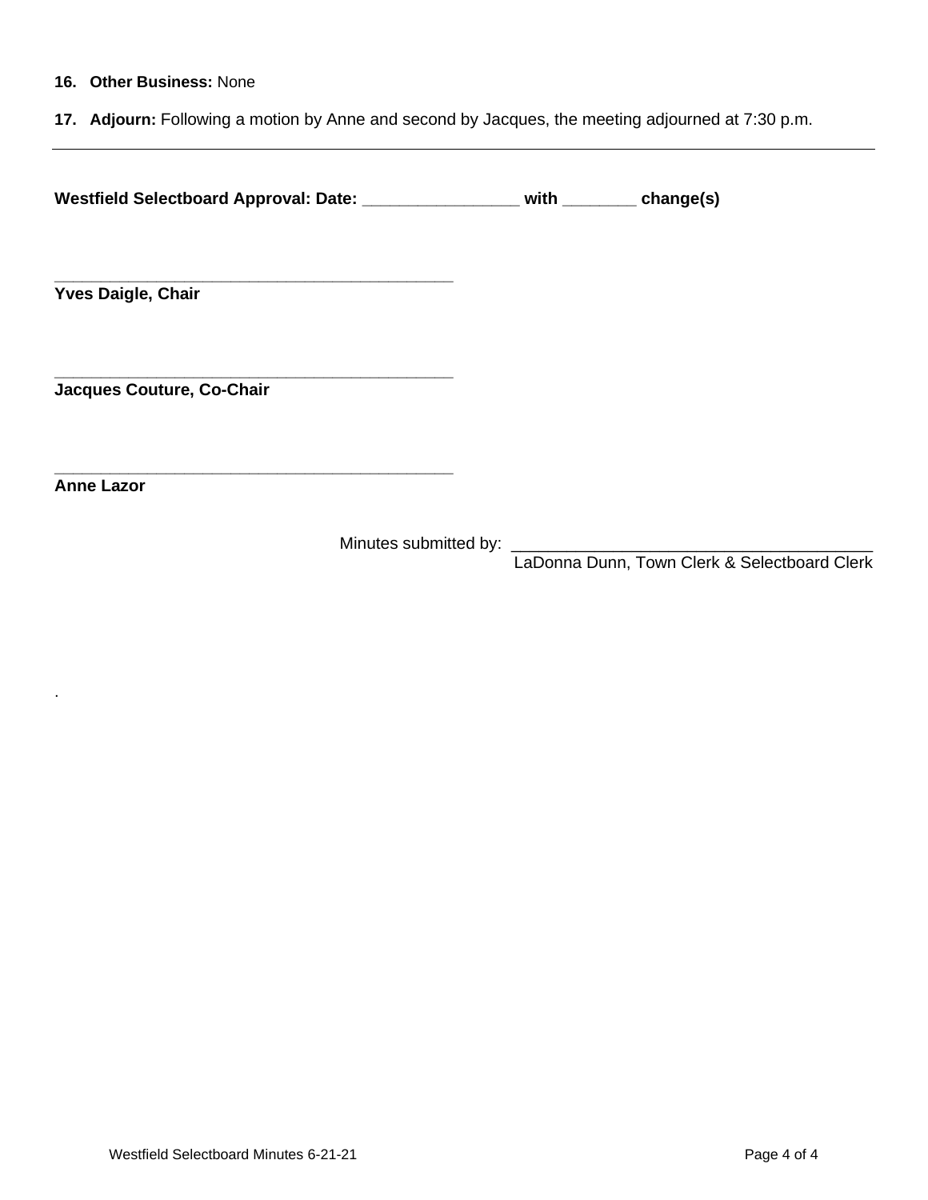16. **Other Business:** None

17. **Adjourn:** Following a motion by Anne and second by Jacques, the meeting adjourned at 7:30 p.m.

---

**Westfield Selectboard Approval: Date: ________________ with ________ change(s)**

_____________________________________________
**Yves Daigle, Chair**

_____________________________________________
**Jacques Couture, Co-Chair**

_____________________________________________
**Anne Lazor**

Minutes submitted by: ______________________________________
LaDonna Dunn, Town Clerk & Selectboard Clerk

.